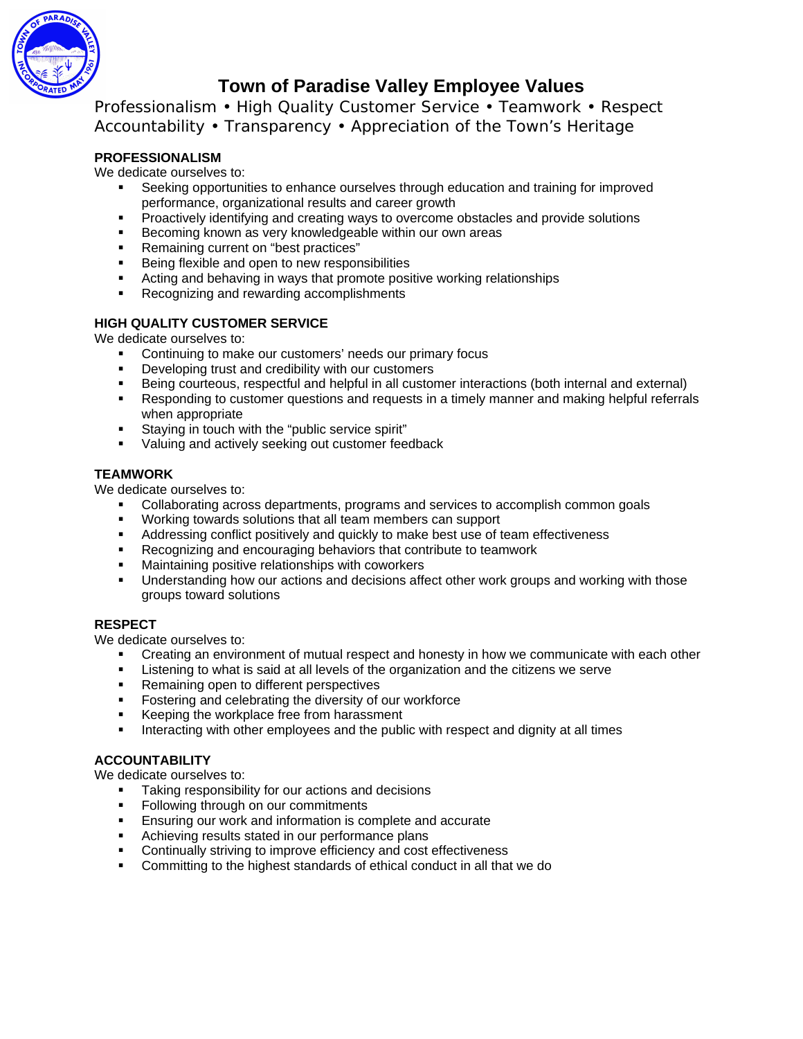# Town of Paradise Valley Employee Values

Professionalism • High Quality Customer Service • Teamwork • Respect
Accountability • Transparency • Appreciation of the Town's Heritage

**PROFESSIONALISM**

We dedicate ourselves to:

- Seeking opportunities to enhance ourselves through education and training for improved performance, organizational results and career growth
- Proactively identifying and creating ways to overcome obstacles and provide solutions
- Becoming known as very knowledgeable within our own areas
- Remaining current on "best practices"
- Being flexible and open to new responsibilities
- Acting and behaving in ways that promote positive working relationships
- Recognizing and rewarding accomplishments

**HIGH QUALITY CUSTOMER SERVICE**

We dedicate ourselves to:

- Continuing to make our customers' needs our primary focus
- Developing trust and credibility with our customers
- Being courteous, respectful and helpful in all customer interactions (both internal and external)
- Responding to customer questions and requests in a timely manner and making helpful referrals when appropriate
- Staying in touch with the "public service spirit"
- Valuing and actively seeking out customer feedback

**TEAMWORK**

We dedicate ourselves to:

- Collaborating across departments, programs and services to accomplish common goals
- Working towards solutions that all team members can support
- Addressing conflict positively and quickly to make best use of team effectiveness
- Recognizing and encouraging behaviors that contribute to teamwork
- Maintaining positive relationships with coworkers
- Understanding how our actions and decisions affect other work groups and working with those groups toward solutions

**RESPECT**

We dedicate ourselves to:

- Creating an environment of mutual respect and honesty in how we communicate with each other
- Listening to what is said at all levels of the organization and the citizens we serve
- Remaining open to different perspectives
- Fostering and celebrating the diversity of our workforce
- Keeping the workplace free from harassment
- Interacting with other employees and the public with respect and dignity at all times

**ACCOUNTABILITY**

We dedicate ourselves to:

- Taking responsibility for our actions and decisions
- Following through on our commitments
- Ensuring our work and information is complete and accurate
- Achieving results stated in our performance plans
- Continually striving to improve efficiency and cost effectiveness
- Committing to the highest standards of ethical conduct in all that we do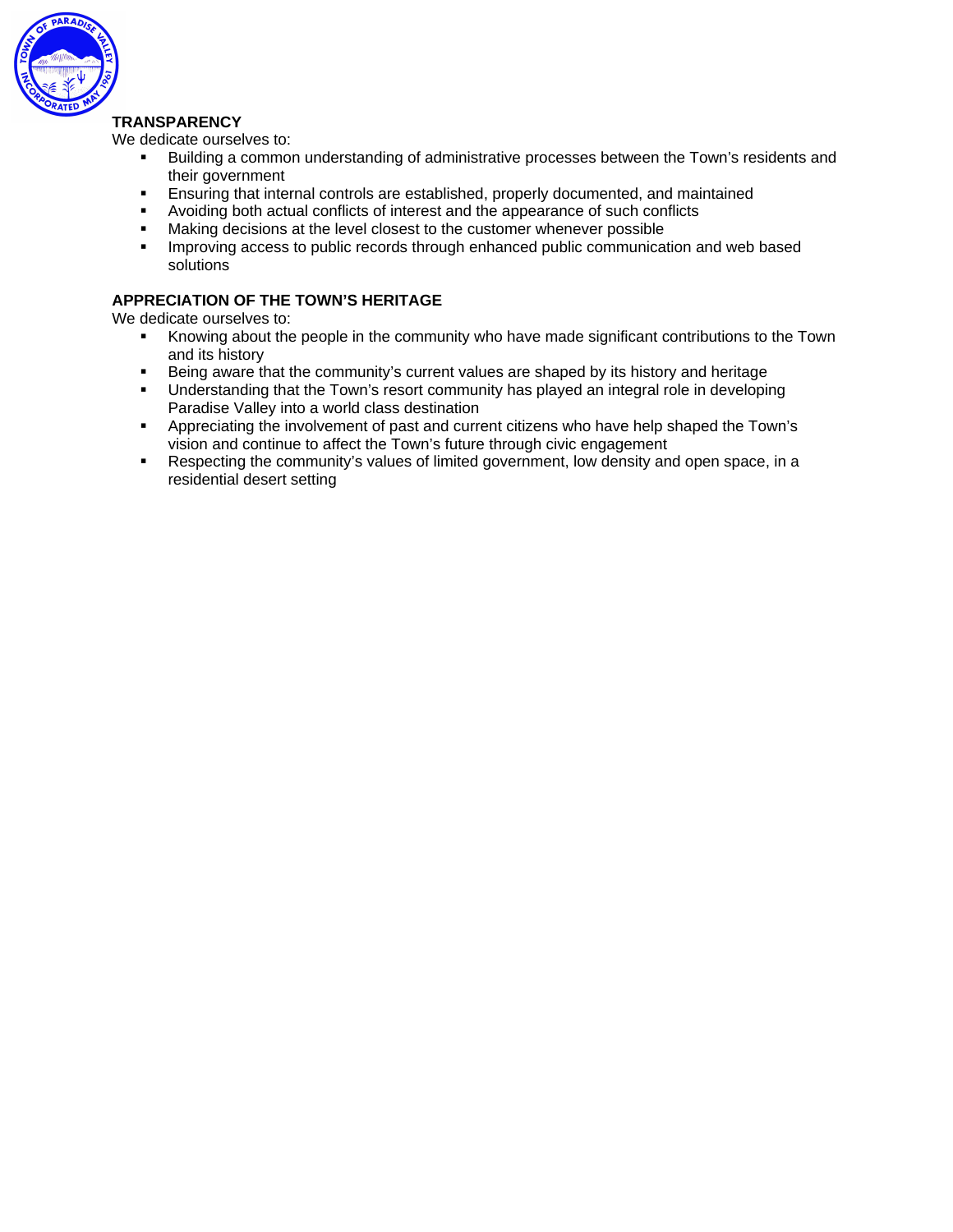**TRANSPARENCY**

We dedicate ourselves to:

- Building a common understanding of administrative processes between the Town's residents and their government
- Ensuring that internal controls are established, properly documented, and maintained
- Avoiding both actual conflicts of interest and the appearance of such conflicts
- Making decisions at the level closest to the customer whenever possible
- Improving access to public records through enhanced public communication and web based solutions

**APPRECIATION OF THE TOWN'S HERITAGE**

We dedicate ourselves to:

- Knowing about the people in the community who have made significant contributions to the Town and its history
- Being aware that the community's current values are shaped by its history and heritage
- Understanding that the Town's resort community has played an integral role in developing Paradise Valley into a world class destination
- Appreciating the involvement of past and current citizens who have help shaped the Town's vision and continue to affect the Town's future through civic engagement
- Respecting the community's values of limited government, low density and open space, in a residential desert setting